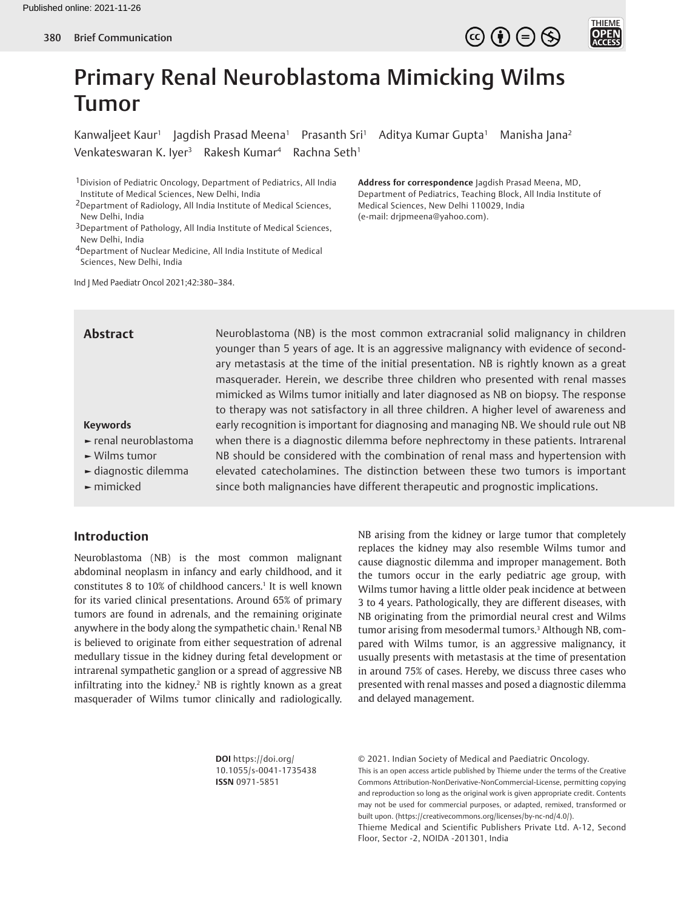# Primary Renal Neuroblastoma Mimicking Wilms Tumor

Kanwaljeet Kaur[1] Jagdish Prasad Meena[1] Prasanth Sri[1] Aditya Kumar Gupta[1] Manisha Jana[2] Venkateswaran K. Iyer[3] Rakesh Kumar[4] Rachna Seth[1]

[1] Division of Pediatric Oncology, Department of Pediatrics, All India Institute of Medical Sciences, New Delhi, India
[2] Department of Radiology, All India Institute of Medical Sciences, New Delhi, India
[3] Department of Pathology, All India Institute of Medical Sciences, New Delhi, India
[4] Department of Nuclear Medicine, All India Institute of Medical Sciences, New Delhi, India

**Address for correspondence** Jagdish Prasad Meena, MD, Department of Pediatrics, Teaching Block, All India Institute of Medical Sciences, New Delhi 110029, India (e-mail: drjpmeena@yahoo.com).

Ind J Med Paediatr Oncol 2021;42:380–384.

## Abstract

Neuroblastoma (NB) is the most common extracranial solid malignancy in children younger than 5 years of age. It is an aggressive malignancy with evidence of secondary metastasis at the time of the initial presentation. NB is rightly known as a great masquerader. Herein, we describe three children who presented with renal masses mimicked as Wilms tumor initially and later diagnosed as NB on biopsy. The response to therapy was not satisfactory in all three children. A higher level of awareness and early recognition is important for diagnosing and managing NB. We should rule out NB when there is a diagnostic dilemma before nephrectomy in these patients. Intrarenal NB should be considered with the combination of renal mass and hypertension with elevated catecholamines. The distinction between these two tumors is important since both malignancies have different therapeutic and prognostic implications.

**Keywords**

- renal neuroblastoma
- Wilms tumor
- diagnostic dilemma
- mimicked

## Introduction

Neuroblastoma (NB) is the most common malignant abdominal neoplasm in infancy and early childhood, and it constitutes 8 to 10% of childhood cancers.[1] It is well known for its varied clinical presentations. Around 65% of primary tumors are found in adrenals, and the remaining originate anywhere in the body along the sympathetic chain.[1] Renal NB is believed to originate from either sequestration of adrenal medullary tissue in the kidney during fetal development or intrarenal sympathetic ganglion or a spread of aggressive NB infiltrating into the kidney.[2] NB is rightly known as a great masquerader of Wilms tumor clinically and radiologically. NB arising from the kidney or large tumor that completely replaces the kidney may also resemble Wilms tumor and cause diagnostic dilemma and improper management. Both the tumors occur in the early pediatric age group, with Wilms tumor having a little older peak incidence at between 3 to 4 years. Pathologically, they are different diseases, with NB originating from the primordial neural crest and Wilms tumor arising from mesodermal tumors.[3] Although NB, compared with Wilms tumor, is an aggressive malignancy, it usually presents with metastasis at the time of presentation in around 75% of cases. Hereby, we discuss three cases who presented with renal masses and posed a diagnostic dilemma and delayed management.

**DOI** https://doi.org/10.1055/s-0041-1735438
**ISSN** 0971-5851

© 2021. Indian Society of Medical and Paediatric Oncology.
This is an open access article published by Thieme under the terms of the Creative Commons Attribution-NonDerivative-NonCommercial-License, permitting copying and reproduction so long as the original work is given appropriate credit. Contents may not be used for commercial purposes, or adapted, remixed, transformed or built upon. (https://creativecommons.org/licenses/by-nc-nd/4.0/).
Thieme Medical and Scientific Publishers Private Ltd. A-12, Second Floor, Sector -2, NOIDA -201301, India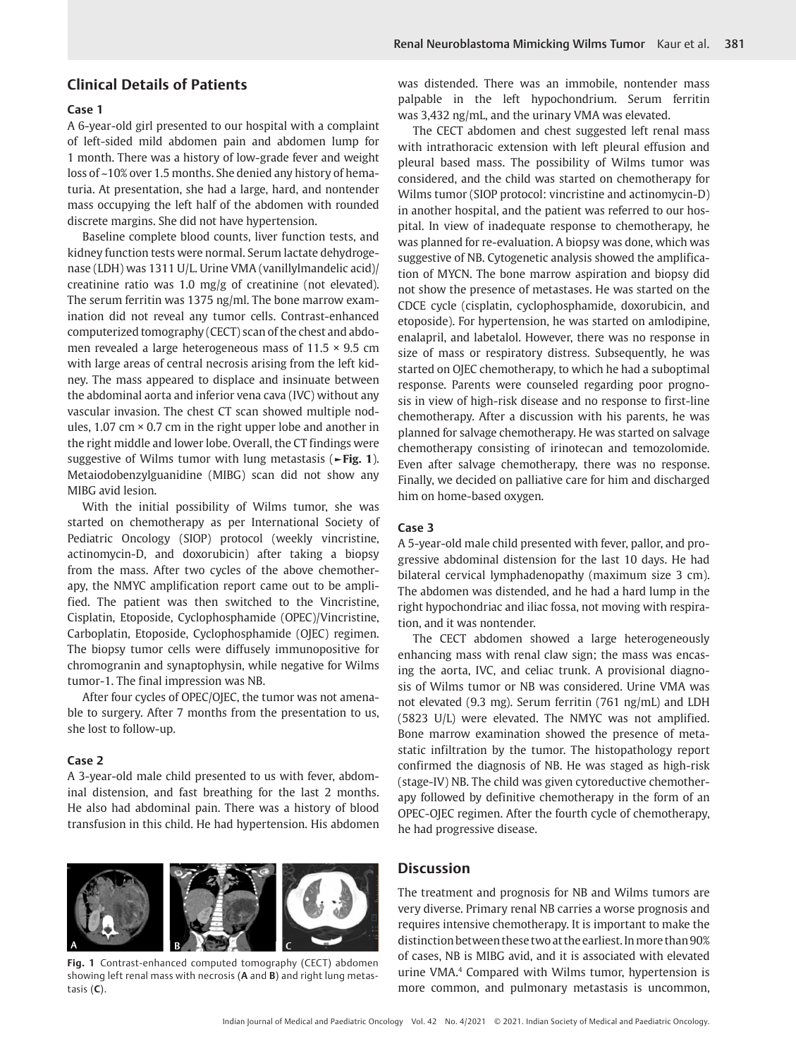## Clinical Details of Patients

### Case 1

A 6-year-old girl presented to our hospital with a complaint of left-sided mild abdomen pain and abdomen lump for 1 month. There was a history of low-grade fever and weight loss of ~10% over 1.5 months. She denied any history of hematuria. At presentation, she had a large, hard, and nontender mass occupying the left half of the abdomen with rounded discrete margins. She did not have hypertension.

Baseline complete blood counts, liver function tests, and kidney function tests were normal. Serum lactate dehydrogenase (LDH) was 1311 U/L. Urine VMA (vanillylmandelic acid)/creatinine ratio was 1.0 mg/g of creatinine (not elevated). The serum ferritin was 1375 ng/ml. The bone marrow examination did not reveal any tumor cells. Contrast-enhanced computerized tomography (CECT) scan of the chest and abdomen revealed a large heterogeneous mass of 11.5 × 9.5 cm with large areas of central necrosis arising from the left kidney. The mass appeared to displace and insinuate between the abdominal aorta and inferior vena cava (IVC) without any vascular invasion. The chest CT scan showed multiple nodules, 1.07 cm × 0.7 cm in the right upper lobe and another in the right middle and lower lobe. Overall, the CT findings were suggestive of Wilms tumor with lung metastasis (►Fig. 1). Metaiodobenzylguanidine (MIBG) scan did not show any MIBG avid lesion.

With the initial possibility of Wilms tumor, she was started on chemotherapy as per International Society of Pediatric Oncology (SIOP) protocol (weekly vincristine, actinomycin-D, and doxorubicin) after taking a biopsy from the mass. After two cycles of the above chemotherapy, the NMYC amplification report came out to be amplified. The patient was then switched to the Vincristine, Cisplatin, Etoposide, Cyclophosphamide (OPEC)/Vincristine, Carboplatin, Etoposide, Cyclophosphamide (OJEC) regimen. The biopsy tumor cells were diffusely immunopositive for chromogranin and synaptophysin, while negative for Wilms tumor-1. The final impression was NB.

After four cycles of OPEC/OJEC, the tumor was not amenable to surgery. After 7 months from the presentation to us, she lost to follow-up.

### Case 2

A 3-year-old male child presented to us with fever, abdominal distension, and fast breathing for the last 2 months. He also had abdominal pain. There was a history of blood transfusion in this child. He had hypertension. His abdomen was distended. There was an immobile, nontender mass palpable in the left hypochondrium. Serum ferritin was 3,432 ng/mL, and the urinary VMA was elevated.

The CECT abdomen and chest suggested left renal mass with intrathoracic extension with left pleural effusion and pleural based mass. The possibility of Wilms tumor was considered, and the child was started on chemotherapy for Wilms tumor (SIOP protocol: vincristine and actinomycin-D) in another hospital, and the patient was referred to our hospital. In view of inadequate response to chemotherapy, he was planned for re-evaluation. A biopsy was done, which was suggestive of NB. Cytogenetic analysis showed the amplification of MYCN. The bone marrow aspiration and biopsy did not show the presence of metastases. He was started on the CDCE cycle (cisplatin, cyclophosphamide, doxorubicin, and etoposide). For hypertension, he was started on amlodipine, enalapril, and labetalol. However, there was no response in size of mass or respiratory distress. Subsequently, he was started on OJEC chemotherapy, to which he had a suboptimal response. Parents were counseled regarding poor prognosis in view of high-risk disease and no response to first-line chemotherapy. After a discussion with his parents, he was planned for salvage chemotherapy. He was started on salvage chemotherapy consisting of irinotecan and temozolomide. Even after salvage chemotherapy, there was no response. Finally, we decided on palliative care for him and discharged him on home-based oxygen.

### Case 3

A 5-year-old male child presented with fever, pallor, and progressive abdominal distension for the last 10 days. He had bilateral cervical lymphadenopathy (maximum size 3 cm). The abdomen was distended, and he had a hard lump in the right hypochondriac and iliac fossa, not moving with respiration, and it was nontender.

The CECT abdomen showed a large heterogeneously enhancing mass with renal claw sign; the mass was encasing the aorta, IVC, and celiac trunk. A provisional diagnosis of Wilms tumor or NB was considered. Urine VMA was not elevated (9.3 mg). Serum ferritin (761 ng/mL) and LDH (5823 U/L) were elevated. The NMYC was not amplified. Bone marrow examination showed the presence of metastatic infiltration by the tumor. The histopathology report confirmed the diagnosis of NB. He was staged as high-risk (stage-IV) NB. The child was given cytoreductive chemotherapy followed by definitive chemotherapy in the form of an OPEC-OJEC regimen. After the fourth cycle of chemotherapy, he had progressive disease.

**Fig. 1** Contrast-enhanced computed tomography (CECT) abdomen showing left renal mass with necrosis (**A** and **B**) and right lung metastasis (**C**).

## Discussion

The treatment and prognosis for NB and Wilms tumors are very diverse. Primary renal NB carries a worse prognosis and requires intensive chemotherapy. It is important to make the distinction between these two at the earliest. In more than 90% of cases, NB is MIBG avid, and it is associated with elevated urine VMA.[4] Compared with Wilms tumor, hypertension is more common, and pulmonary metastasis is uncommon,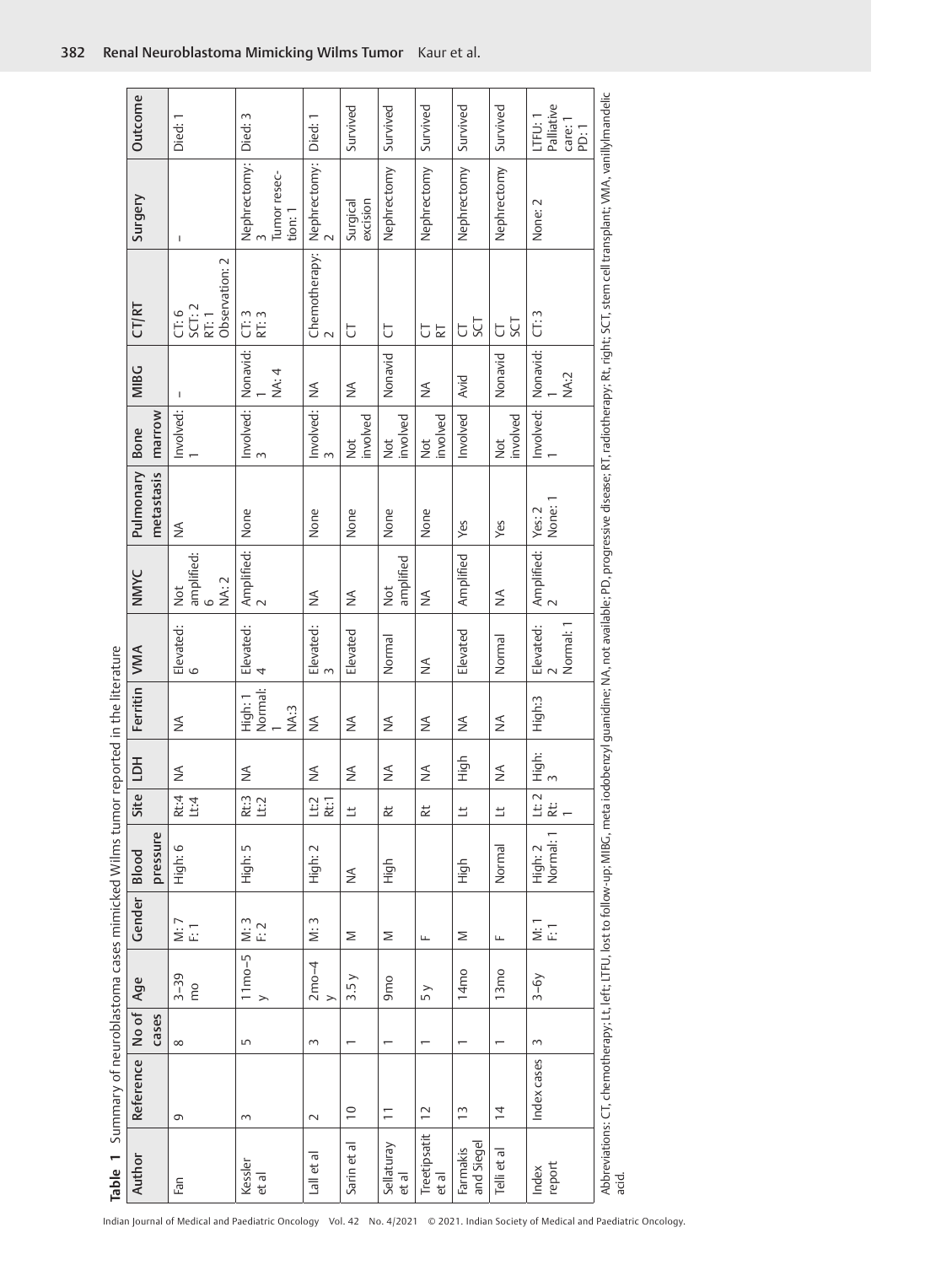**Table 1** Summary of neuroblastoma cases mimicked Wilms tumor reported in the literature

| Author | Reference | No of cases | Age | Gender | Blood pressure | Site | LDH | Ferritin | VMA | NMYC | Pulmonary metastasis | Bone marrow | MIBG | CT/RT | Surgery | Outcome |
|---|---|---|---|---|---|---|---|---|---|---|---|---|---|---|---|---|
| Fan | 9 | 8 | 3–39 mo | M: 7 F: 1 | High: 6 | Rt:4 Lt:4 | NA | NA | Elevated: 6 | Not amplified: 6 NA: 2 | NA | Involved: 1 | – | CT: 6 SCT: 2 RT: 1 Observation: 2 | – | Died: 1 |
| Kessler et al | 3 | 5 | 11mo–5 y | M: 3 F: 2 | High: 5 | Rt:3 Lt:2 | NA | High: 1 Normal: 1 NA:3 | Elevated: 4 | Amplified: 2 | None | Involved: 3 | Nonavid: 1 NA: 4 | CT: 3 RT: 3 | Nephrectomy: 3 Tumor resection: 1 | Died: 3 |
| Lall et al | 2 | 3 | 2mo–4 y | M: 3 | High: 2 | Lt:2 Rt:1 | NA | NA | Elevated: 3 | NA | None | Involved: 3 | NA | Chemotherapy: 2 | Nephrectomy: 2 | Died: 1 |
| Sarin et al | 10 | 1 | 3.5 y | M | NA | Lt | NA | NA | Elevated | NA | None | Not involved | NA | CT | Surgical excision | Survived |
| Sellaturay et al | 11 | 1 | 9mo | M | High | Rt | NA | NA | Normal | Not amplified | None | Not involved | Nonavid | CT | Nephrectomy | Survived |
| Treetipsatit et al | 12 | 1 | 5 y | F | | Rt | NA | NA | NA | NA | None | Not involved | NA | CT RT | Nephrectomy | Survived |
| Farmakis and Siegel | 13 | 1 | 14mo | M | High | Lt | High | NA | Elevated | Amplified | Yes | Involved | Avid | CT SCT | Nephrectomy | Survived |
| Telli et al | 14 | 1 | 13mo | F | Normal | Lt | NA | NA | Normal | NA | Yes | Not involved | Nonavid | CT SCT | Nephrectomy | Survived |
| Index report | Index cases | 3 | 3–6y | M: 1 F: 1 | High: 2 Normal: 1 | Lt: 2 Rt: 1 | High: 3 | High:3 | Elevated: 2 Normal: 1 | Amplified: 2 | Yes: 2 None: 1 | Involved: 1 | Nonavid: 1 NA:2 | CT: 3 | None: 2 | LTFU: 1 Palliative care: 1 PD: 1 |

Abbreviations: CT, chemotherapy; Lt, left; LTFU, lost to follow-up; MIBG, meta iodobenzyl guanidine; NA, not available; PD, progressive disease; RT, radiotherapy; Rt, right; SCT, stem cell transplant; VMA, vanillylmandelic acid.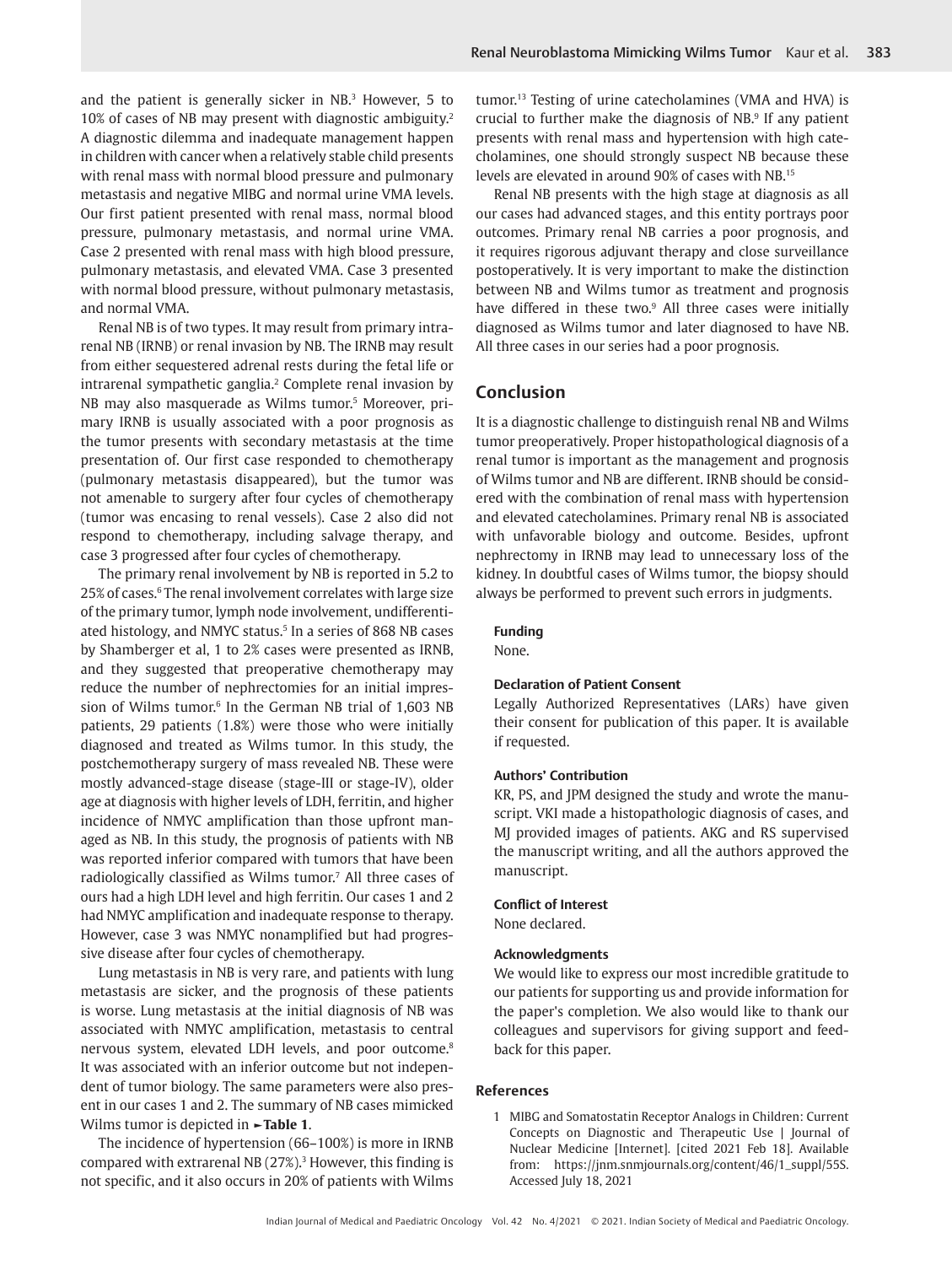and the patient is generally sicker in NB.[3] However, 5 to 10% of cases of NB may present with diagnostic ambiguity.[2] A diagnostic dilemma and inadequate management happen in children with cancer when a relatively stable child presents with renal mass with normal blood pressure and pulmonary metastasis and negative MIBG and normal urine VMA levels. Our first patient presented with renal mass, normal blood pressure, pulmonary metastasis, and normal urine VMA. Case 2 presented with renal mass with high blood pressure, pulmonary metastasis, and elevated VMA. Case 3 presented with normal blood pressure, without pulmonary metastasis, and normal VMA.

Renal NB is of two types. It may result from primary intrarenal NB (IRNB) or renal invasion by NB. The IRNB may result from either sequestered adrenal rests during the fetal life or intrarenal sympathetic ganglia.[2] Complete renal invasion by NB may also masquerade as Wilms tumor.[5] Moreover, primary IRNB is usually associated with a poor prognosis as the tumor presents with secondary metastasis at the time presentation of. Our first case responded to chemotherapy (pulmonary metastasis disappeared), but the tumor was not amenable to surgery after four cycles of chemotherapy (tumor was encasing to renal vessels). Case 2 also did not respond to chemotherapy, including salvage therapy, and case 3 progressed after four cycles of chemotherapy.

The primary renal involvement by NB is reported in 5.2 to 25% of cases.[6] The renal involvement correlates with large size of the primary tumor, lymph node involvement, undifferentiated histology, and NMYC status.[5] In a series of 868 NB cases by Shamberger et al, 1 to 2% cases were presented as IRNB, and they suggested that preoperative chemotherapy may reduce the number of nephrectomies for an initial impression of Wilms tumor.[6] In the German NB trial of 1,603 NB patients, 29 patients (1.8%) were those who were initially diagnosed and treated as Wilms tumor. In this study, the postchemotherapy surgery of mass revealed NB. These were mostly advanced-stage disease (stage-III or stage-IV), older age at diagnosis with higher levels of LDH, ferritin, and higher incidence of NMYC amplification than those upfront managed as NB. In this study, the prognosis of patients with NB was reported inferior compared with tumors that have been radiologically classified as Wilms tumor.[7] All three cases of ours had a high LDH level and high ferritin. Our cases 1 and 2 had NMYC amplification and inadequate response to therapy. However, case 3 was NMYC nonamplified but had progressive disease after four cycles of chemotherapy.

Lung metastasis in NB is very rare, and patients with lung metastasis are sicker, and the prognosis of these patients is worse. Lung metastasis at the initial diagnosis of NB was associated with NMYC amplification, metastasis to central nervous system, elevated LDH levels, and poor outcome.[8] It was associated with an inferior outcome but not independent of tumor biology. The same parameters were also present in our cases 1 and 2. The summary of NB cases mimicked Wilms tumor is depicted in ►**Table 1**.

The incidence of hypertension (66–100%) is more in IRNB compared with extrarenal NB (27%).[3] However, this finding is not specific, and it also occurs in 20% of patients with Wilms tumor.[13] Testing of urine catecholamines (VMA and HVA) is crucial to further make the diagnosis of NB.[9] If any patient presents with renal mass and hypertension with high catecholamines, one should strongly suspect NB because these levels are elevated in around 90% of cases with NB.[15]

Renal NB presents with the high stage at diagnosis as all our cases had advanced stages, and this entity portrays poor outcomes. Primary renal NB carries a poor prognosis, and it requires rigorous adjuvant therapy and close surveillance postoperatively. It is very important to make the distinction between NB and Wilms tumor as treatment and prognosis have differed in these two.[9] All three cases were initially diagnosed as Wilms tumor and later diagnosed to have NB. All three cases in our series had a poor prognosis.

## Conclusion

It is a diagnostic challenge to distinguish renal NB and Wilms tumor preoperatively. Proper histopathological diagnosis of a renal tumor is important as the management and prognosis of Wilms tumor and NB are different. IRNB should be considered with the combination of renal mass with hypertension and elevated catecholamines. Primary renal NB is associated with unfavorable biology and outcome. Besides, upfront nephrectomy in IRNB may lead to unnecessary loss of the kidney. In doubtful cases of Wilms tumor, the biopsy should always be performed to prevent such errors in judgments.

#### Funding

None.

#### Declaration of Patient Consent

Legally Authorized Representatives (LARs) have given their consent for publication of this paper. It is available if requested.

#### Authors' Contribution

KR, PS, and JPM designed the study and wrote the manuscript. VKI made a histopathologic diagnosis of cases, and MJ provided images of patients. AKG and RS supervised the manuscript writing, and all the authors approved the manuscript.

#### Conflict of Interest

None declared.

#### Acknowledgments

We would like to express our most incredible gratitude to our patients for supporting us and provide information for the paper's completion. We also would like to thank our colleagues and supervisors for giving support and feedback for this paper.

### References

1 MIBG and Somatostatin Receptor Analogs in Children: Current Concepts on Diagnostic and Therapeutic Use | Journal of Nuclear Medicine [Internet]. [cited 2021 Feb 18]. Available from: https://jnm.snmjournals.org/content/46/1_suppl/55S. Accessed July 18, 2021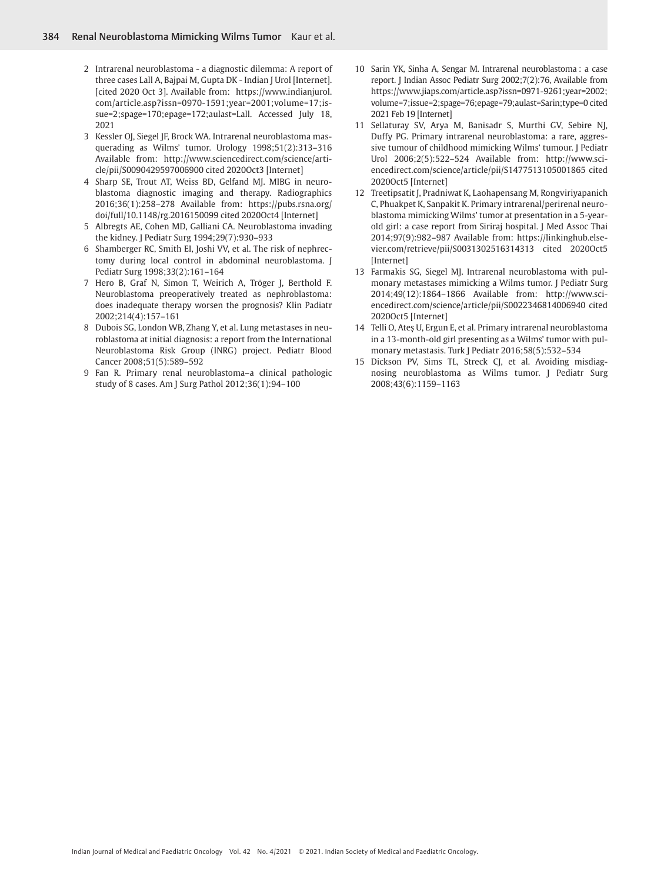2 Intrarenal neuroblastoma - a diagnostic dilemma: A report of three cases Lall A, Bajpai M, Gupta DK - Indian J Urol [Internet]. [cited 2020 Oct 3]. Available from: https://www.indianjurol.com/article.asp?issn=0970-1591;year=2001;volume=17;issue=2;spage=170;epage=172;aulast=Lall. Accessed July 18, 2021

3 Kessler OJ, Siegel JF, Brock WA. Intrarenal neuroblastoma masquerading as Wilms' tumor. Urology 1998;51(2):313–316 Available from: http://www.sciencedirect.com/science/article/pii/S0090429597006900 cited 2020Oct3 [Internet]

4 Sharp SE, Trout AT, Weiss BD, Gelfand MJ. MIBG in neuroblastoma diagnostic imaging and therapy. Radiographics 2016;36(1):258–278 Available from: https://pubs.rsna.org/doi/full/10.1148/rg.2016150099 cited 2020Oct4 [Internet]

5 Albregts AE, Cohen MD, Galliani CA. Neuroblastoma invading the kidney. J Pediatr Surg 1994;29(7):930–933

6 Shamberger RC, Smith EI, Joshi VV, et al. The risk of nephrectomy during local control in abdominal neuroblastoma. J Pediatr Surg 1998;33(2):161–164

7 Hero B, Graf N, Simon T, Weirich A, Tröger J, Berthold F. Neuroblastoma preoperatively treated as nephroblastoma: does inadequate therapy worsen the prognosis? Klin Padiatr 2002;214(4):157–161

8 Dubois SG, London WB, Zhang Y, et al. Lung metastases in neuroblastoma at initial diagnosis: a report from the International Neuroblastoma Risk Group (INRG) project. Pediatr Blood Cancer 2008;51(5):589–592

9 Fan R. Primary renal neuroblastoma–a clinical pathologic study of 8 cases. Am J Surg Pathol 2012;36(1):94–100

10 Sarin YK, Sinha A, Sengar M. Intrarenal neuroblastoma : a case report. J Indian Assoc Pediatr Surg 2002;7(2):76, Available from https://www.jiaps.com/article.asp?issn=0971-9261;year=2002;volume=7;issue=2;spage=76;epage=79;aulast=Sarin;type=0 cited 2021 Feb 19 [Internet]

11 Sellaturay SV, Arya M, Banisadr S, Murthi GV, Sebire NJ, Duffy PG. Primary intrarenal neuroblastoma: a rare, aggressive tumour of childhood mimicking Wilms' tumour. J Pediatr Urol 2006;2(5):522–524 Available from: http://www.sciencedirect.com/science/article/pii/S1477513105001865 cited 2020Oct5 [Internet]

12 Treetipsatit J, Pradniwat K, Laohapensang M, Rongviriyapanich C, Phuakpet K, Sanpakit K. Primary intrarenal/perirenal neuroblastoma mimicking Wilms' tumor at presentation in a 5-year-old girl: a case report from Siriraj hospital. J Med Assoc Thai 2014;97(9):982–987 Available from: https://linkinghub.elsevier.com/retrieve/pii/S0031302516314313 cited 2020Oct5 [Internet]

13 Farmakis SG, Siegel MJ. Intrarenal neuroblastoma with pulmonary metastases mimicking a Wilms tumor. J Pediatr Surg 2014;49(12):1864–1866 Available from: http://www.sciencedirect.com/science/article/pii/S0022346814006940 cited 2020Oct5 [Internet]

14 Telli O, Ateş U, Ergun E, et al. Primary intrarenal neuroblastoma in a 13-month-old girl presenting as a Wilms' tumor with pulmonary metastasis. Turk J Pediatr 2016;58(5):532–534

15 Dickson PV, Sims TL, Streck CJ, et al. Avoiding misdiagnosing neuroblastoma as Wilms tumor. J Pediatr Surg 2008;43(6):1159–1163